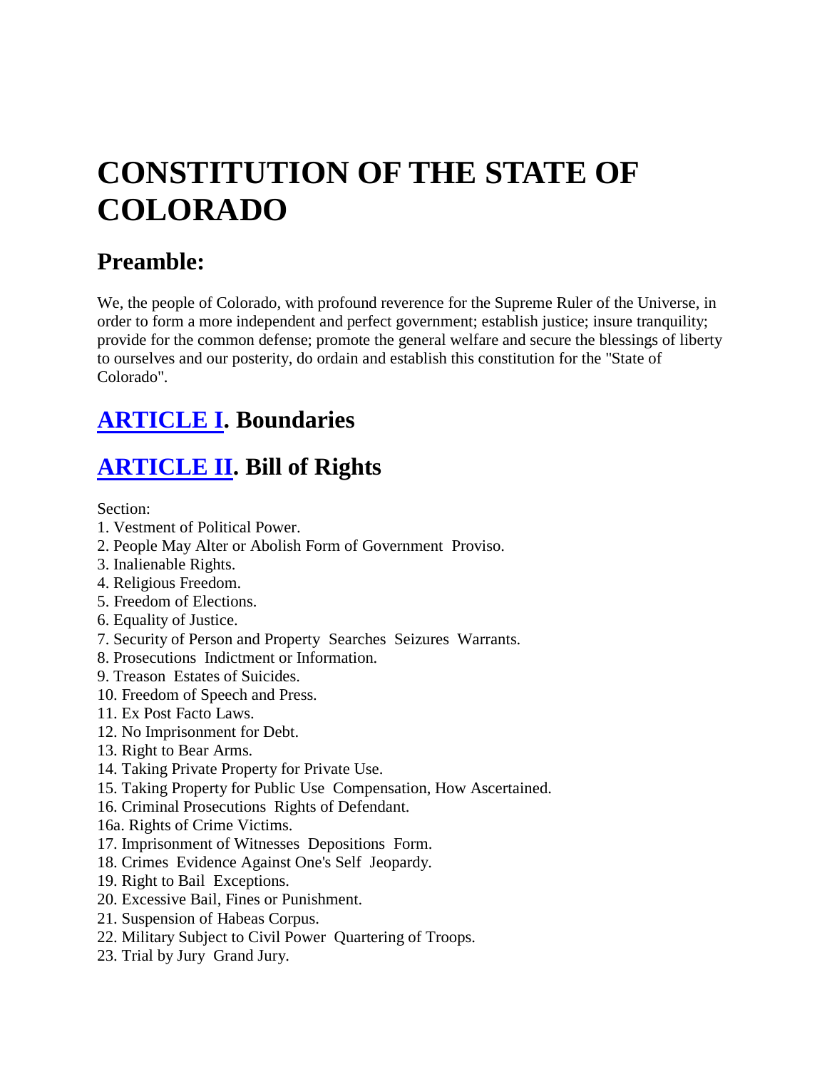# CONSTITUTION OF THE STATE OF COLORADO

## Preamble:

We, the people of Colorado, with profound reverence for the Supreme Ruler of the Universe, in order to form a more independent and perfect government; establish justice; insure tranquility; provide for the common defense; promote the general welfare and secure the blessings of liberty to ourselves and our posterity, do ordain and establish this constitution for the "State of Colorado".

## ARTICLE I. Boundaries

## ARTICLE II. Bill of Rights

Section:
1. Vestment of Political Power.
2. People May Alter or Abolish Form of Government Proviso.
3. Inalienable Rights.
4. Religious Freedom.
5. Freedom of Elections.
6. Equality of Justice.
7. Security of Person and Property Searches Seizures Warrants.
8. Prosecutions Indictment or Information.
9. Treason Estates of Suicides.
10. Freedom of Speech and Press.
11. Ex Post Facto Laws.
12. No Imprisonment for Debt.
13. Right to Bear Arms.
14. Taking Private Property for Private Use.
15. Taking Property for Public Use Compensation, How Ascertained.
16. Criminal Prosecutions Rights of Defendant.

16a. Rights of Crime Victims.

17. Imprisonment of Witnesses Depositions Form.
18. Crimes Evidence Against One's Self Jeopardy.
19. Right to Bail Exceptions.
20. Excessive Bail, Fines or Punishment.
21. Suspension of Habeas Corpus.
22. Military Subject to Civil Power Quartering of Troops.
23. Trial by Jury Grand Jury.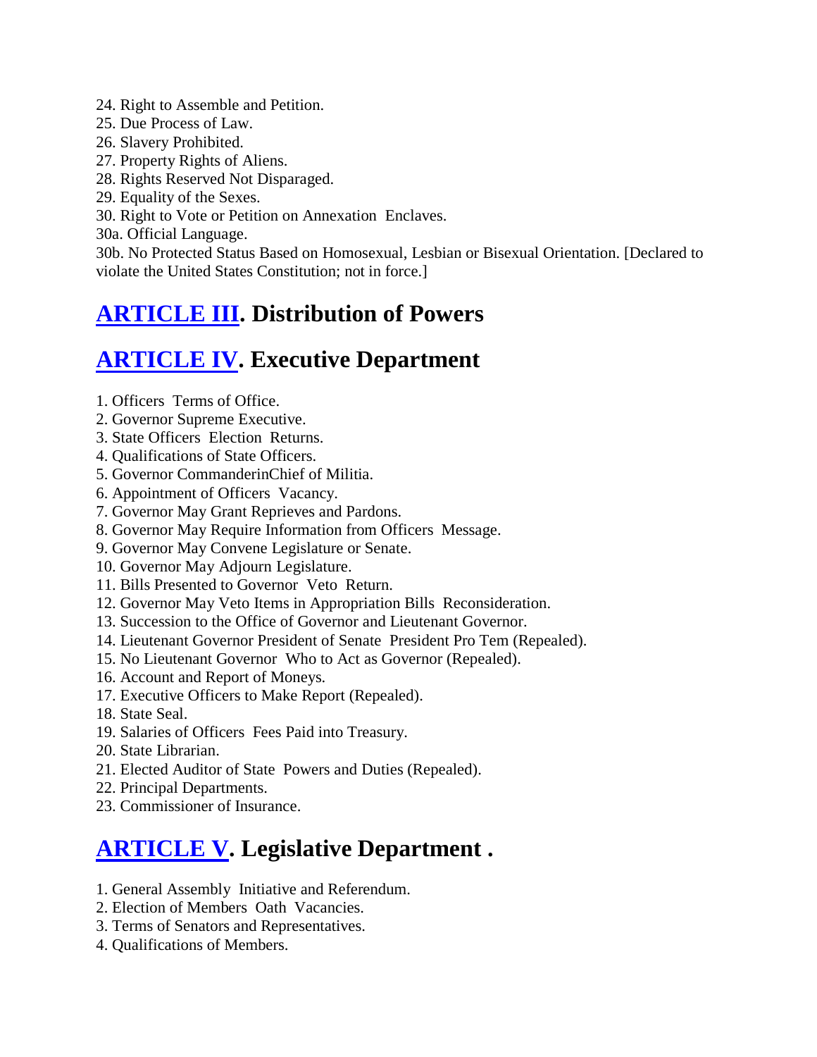24. Right to Assemble and Petition.
25. Due Process of Law.
26. Slavery Prohibited.
27. Property Rights of Aliens.
28. Rights Reserved Not Disparaged.
29. Equality of the Sexes.
30. Right to Vote or Petition on Annexation  Enclaves.

30a. Official Language.

30b. No Protected Status Based on Homosexual, Lesbian or Bisexual Orientation. [Declared to violate the United States Constitution; not in force.]

## ARTICLE III. Distribution of Powers

## ARTICLE IV. Executive Department

1. Officers  Terms of Office.
2. Governor Supreme Executive.
3. State Officers  Election  Returns.
4. Qualifications of State Officers.
5. Governor CommanderinChief of Militia.
6. Appointment of Officers  Vacancy.
7. Governor May Grant Reprieves and Pardons.
8. Governor May Require Information from Officers  Message.
9. Governor May Convene Legislature or Senate.
10. Governor May Adjourn Legislature.
11. Bills Presented to Governor  Veto  Return.
12. Governor May Veto Items in Appropriation Bills  Reconsideration.
13. Succession to the Office of Governor and Lieutenant Governor.
14. Lieutenant Governor President of Senate  President Pro Tem (Repealed).
15. No Lieutenant Governor  Who to Act as Governor (Repealed).
16. Account and Report of Moneys.
17. Executive Officers to Make Report (Repealed).
18. State Seal.
19. Salaries of Officers  Fees Paid into Treasury.
20. State Librarian.
21. Elected Auditor of State  Powers and Duties (Repealed).
22. Principal Departments.
23. Commissioner of Insurance.

## ARTICLE V. Legislative Department .

1. General Assembly  Initiative and Referendum.
2. Election of Members  Oath  Vacancies.
3. Terms of Senators and Representatives.
4. Qualifications of Members.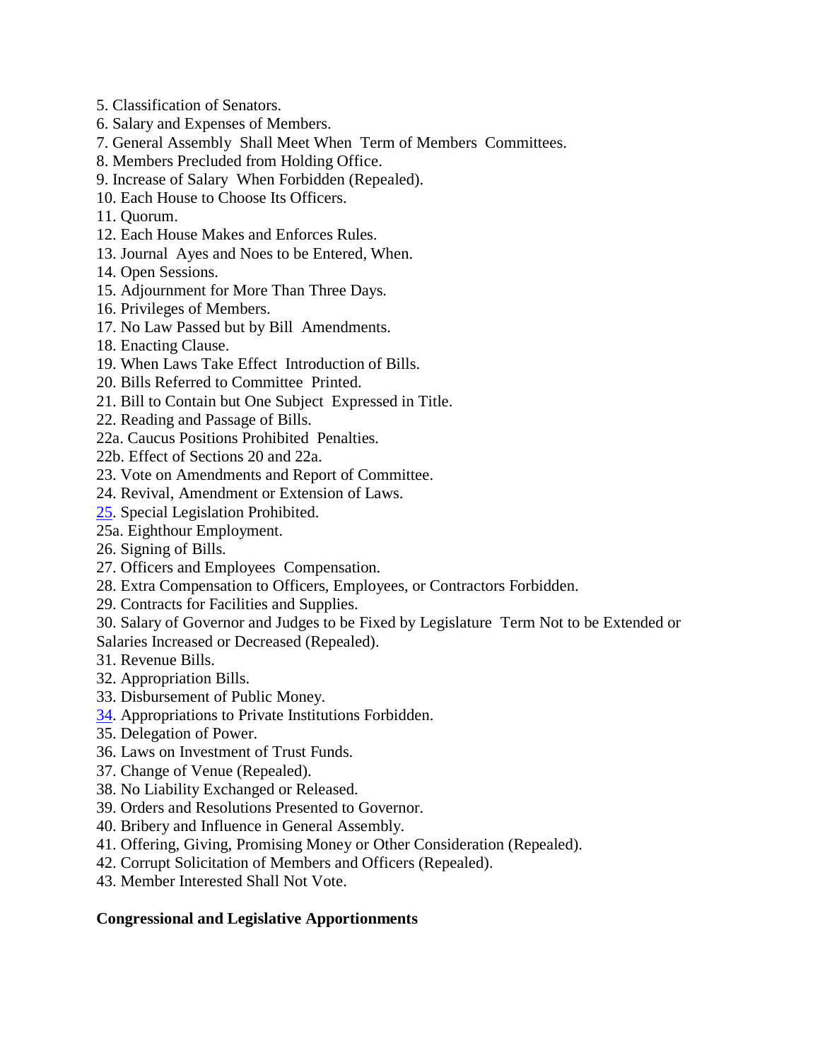5. Classification of Senators.
6. Salary and Expenses of Members.
7. General Assembly Shall Meet When Term of Members Committees.
8. Members Precluded from Holding Office.
9. Increase of Salary When Forbidden (Repealed).
10. Each House to Choose Its Officers.
11. Quorum.
12. Each House Makes and Enforces Rules.
13. Journal Ayes and Noes to be Entered, When.
14. Open Sessions.
15. Adjournment for More Than Three Days.
16. Privileges of Members.
17. No Law Passed but by Bill Amendments.
18. Enacting Clause.
19. When Laws Take Effect Introduction of Bills.
20. Bills Referred to Committee Printed.
21. Bill to Contain but One Subject Expressed in Title.
22. Reading and Passage of Bills.
22a. Caucus Positions Prohibited Penalties.
22b. Effect of Sections 20 and 22a.
23. Vote on Amendments and Report of Committee.
24. Revival, Amendment or Extension of Laws.
25. Special Legislation Prohibited.
25a. Eighthour Employment.
26. Signing of Bills.
27. Officers and Employees Compensation.
28. Extra Compensation to Officers, Employees, or Contractors Forbidden.
29. Contracts for Facilities and Supplies.
30. Salary of Governor and Judges to be Fixed by Legislature Term Not to be Extended or Salaries Increased or Decreased (Repealed).
31. Revenue Bills.
32. Appropriation Bills.
33. Disbursement of Public Money.
34. Appropriations to Private Institutions Forbidden.
35. Delegation of Power.
36. Laws on Investment of Trust Funds.
37. Change of Venue (Repealed).
38. No Liability Exchanged or Released.
39. Orders and Resolutions Presented to Governor.
40. Bribery and Influence in General Assembly.
41. Offering, Giving, Promising Money or Other Consideration (Repealed).
42. Corrupt Solicitation of Members and Officers (Repealed).
43. Member Interested Shall Not Vote.

**Congressional and Legislative Apportionments**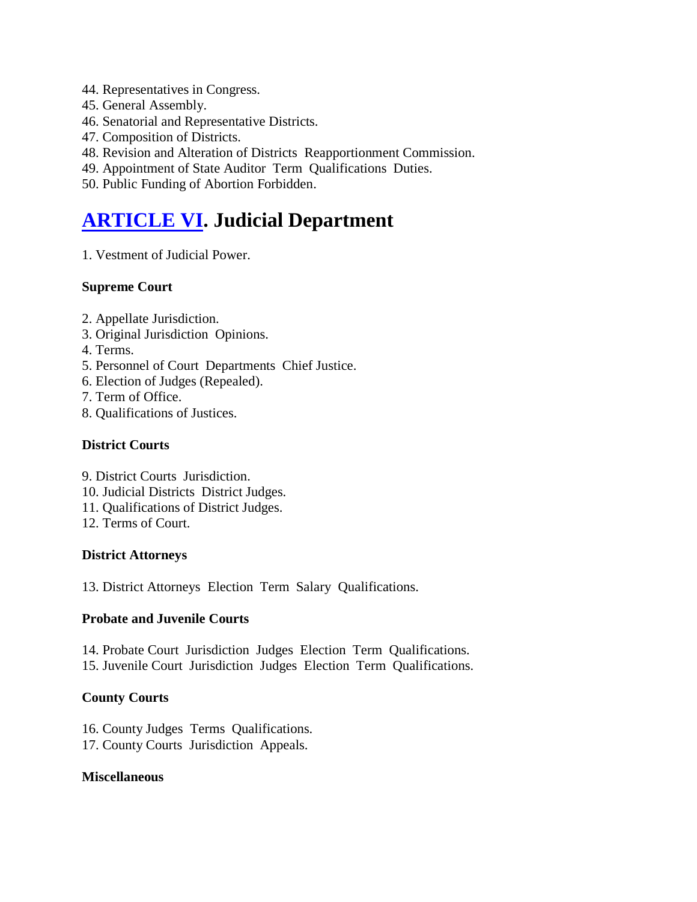44. Representatives in Congress.
45. General Assembly.
46. Senatorial and Representative Districts.
47. Composition of Districts.
48. Revision and Alteration of Districts  Reapportionment Commission.
49. Appointment of State Auditor  Term  Qualifications  Duties.
50. Public Funding of Abortion Forbidden.

## ARTICLE VI. Judicial Department

1. Vestment of Judicial Power.

**Supreme Court**

2. Appellate Jurisdiction.
3. Original Jurisdiction  Opinions.
4. Terms.
5. Personnel of Court  Departments  Chief Justice.
6. Election of Judges (Repealed).
7. Term of Office.
8. Qualifications of Justices.

**District Courts**

9. District Courts  Jurisdiction.
10. Judicial Districts  District Judges.
11. Qualifications of District Judges.
12. Terms of Court.

**District Attorneys**

13. District Attorneys  Election  Term  Salary  Qualifications.

**Probate and Juvenile Courts**

14. Probate Court  Jurisdiction  Judges  Election  Term  Qualifications.
15. Juvenile Court  Jurisdiction  Judges  Election  Term  Qualifications.

**County Courts**

16. County Judges  Terms  Qualifications.
17. County Courts  Jurisdiction  Appeals.

**Miscellaneous**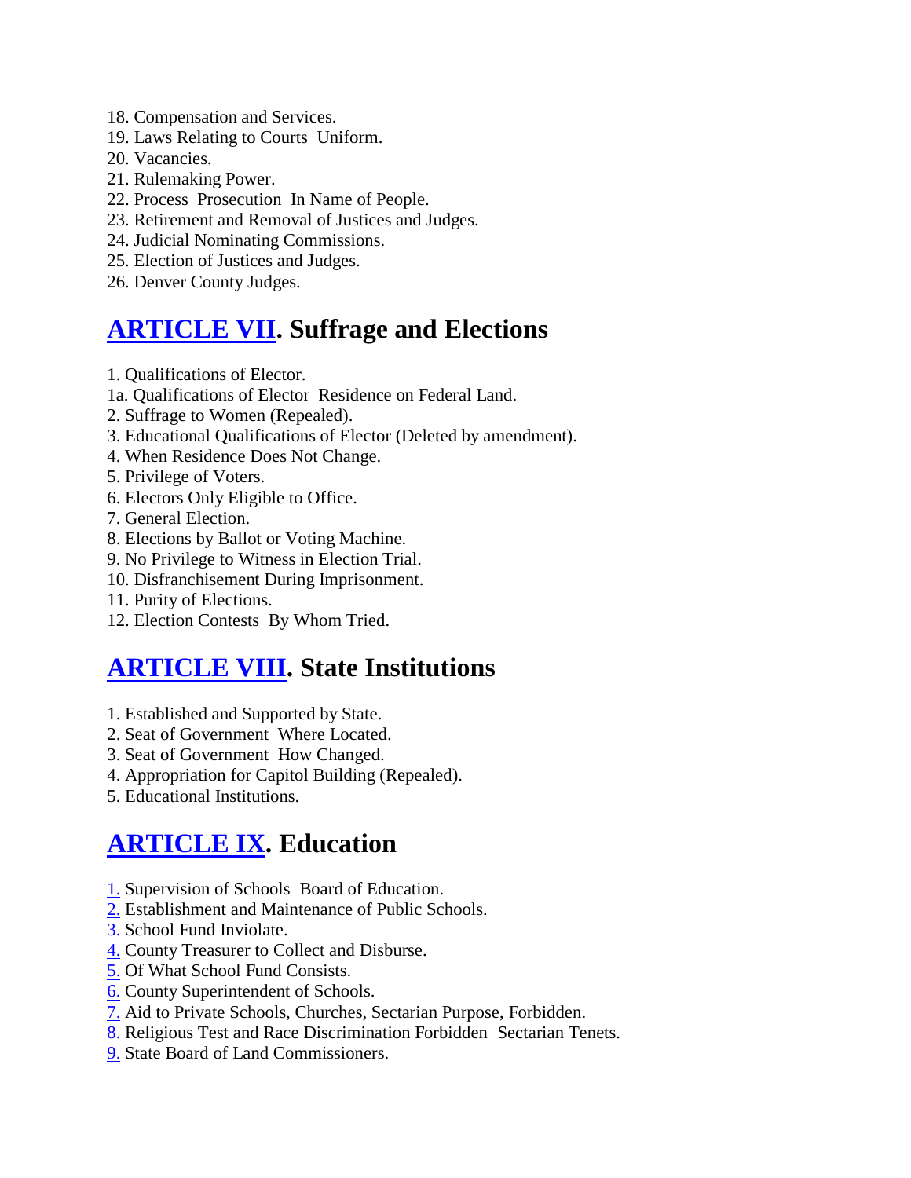18. Compensation and Services.
19. Laws Relating to Courts  Uniform.
20. Vacancies.
21. Rulemaking Power.
22. Process  Prosecution  In Name of People.
23. Retirement and Removal of Justices and Judges.
24. Judicial Nominating Commissions.
25. Election of Justices and Judges.
26. Denver County Judges.

## ARTICLE VII. Suffrage and Elections

1. Qualifications of Elector.
1a. Qualifications of Elector  Residence on Federal Land.
2. Suffrage to Women (Repealed).
3. Educational Qualifications of Elector (Deleted by amendment).
4. When Residence Does Not Change.
5. Privilege of Voters.
6. Electors Only Eligible to Office.
7. General Election.
8. Elections by Ballot or Voting Machine.
9. No Privilege to Witness in Election Trial.
10. Disfranchisement During Imprisonment.
11. Purity of Elections.
12. Election Contests  By Whom Tried.

## ARTICLE VIII. State Institutions

1. Established and Supported by State.
2. Seat of Government  Where Located.
3. Seat of Government  How Changed.
4. Appropriation for Capitol Building (Repealed).
5. Educational Institutions.

## ARTICLE IX. Education

1. Supervision of Schools  Board of Education.
2. Establishment and Maintenance of Public Schools.
3. School Fund Inviolate.
4. County Treasurer to Collect and Disburse.
5. Of What School Fund Consists.
6. County Superintendent of Schools.
7. Aid to Private Schools, Churches, Sectarian Purpose, Forbidden.
8. Religious Test and Race Discrimination Forbidden  Sectarian Tenets.
9. State Board of Land Commissioners.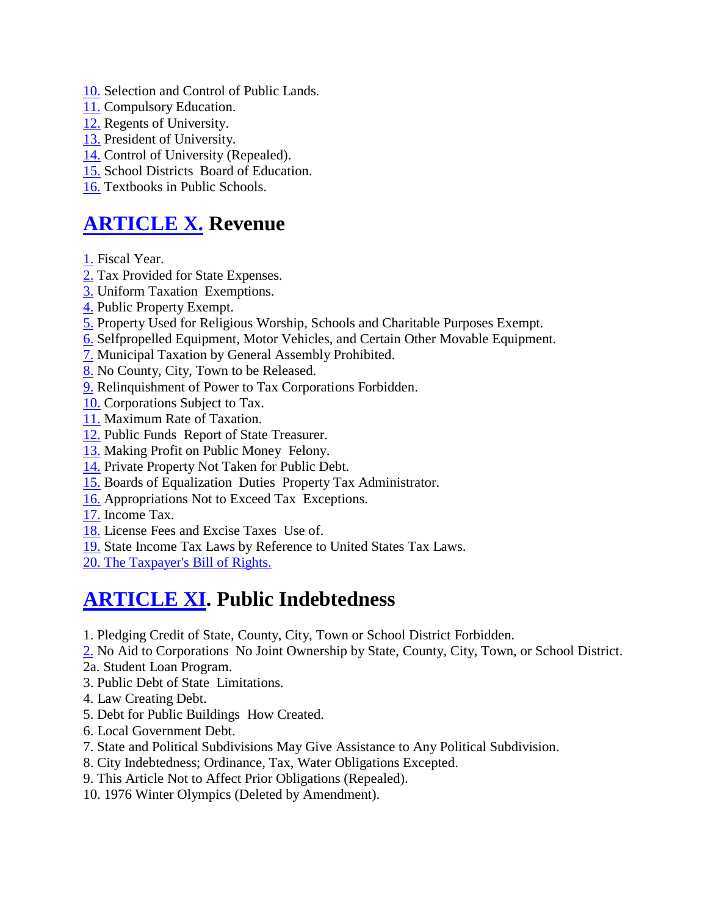10. Selection and Control of Public Lands.
11. Compulsory Education.
12. Regents of University.
13. President of University.
14. Control of University (Repealed).
15. School Districts Board of Education.
16. Textbooks in Public Schools.

## ARTICLE X. Revenue

1. Fiscal Year.
2. Tax Provided for State Expenses.
3. Uniform Taxation Exemptions.
4. Public Property Exempt.
5. Property Used for Religious Worship, Schools and Charitable Purposes Exempt.
6. Selfpropelled Equipment, Motor Vehicles, and Certain Other Movable Equipment.
7. Municipal Taxation by General Assembly Prohibited.
8. No County, City, Town to be Released.
9. Relinquishment of Power to Tax Corporations Forbidden.
10. Corporations Subject to Tax.
11. Maximum Rate of Taxation.
12. Public Funds Report of State Treasurer.
13. Making Profit on Public Money Felony.
14. Private Property Not Taken for Public Debt.
15. Boards of Equalization Duties Property Tax Administrator.
16. Appropriations Not to Exceed Tax Exceptions.
17. Income Tax.
18. License Fees and Excise Taxes Use of.
19. State Income Tax Laws by Reference to United States Tax Laws.
20. The Taxpayer's Bill of Rights.

## ARTICLE XI. Public Indebtedness

1. Pledging Credit of State, County, City, Town or School District Forbidden.
2. No Aid to Corporations No Joint Ownership by State, County, City, Town, or School District.

2a. Student Loan Program.

3. Public Debt of State Limitations.
4. Law Creating Debt.
5. Debt for Public Buildings How Created.
6. Local Government Debt.
7. State and Political Subdivisions May Give Assistance to Any Political Subdivision.
8. City Indebtedness; Ordinance, Tax, Water Obligations Excepted.
9. This Article Not to Affect Prior Obligations (Repealed).
10. 1976 Winter Olympics (Deleted by Amendment).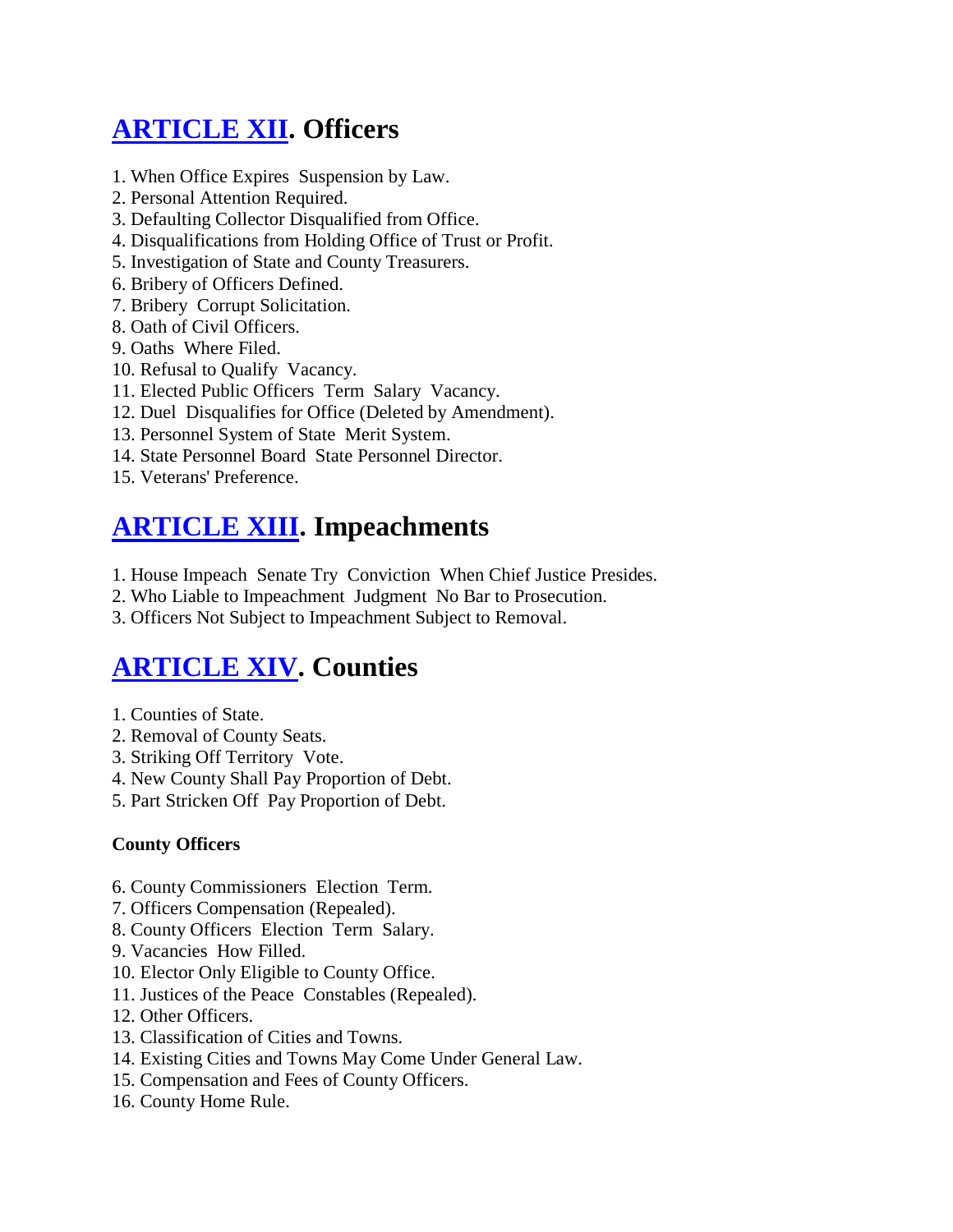## [ARTICLE XII](). Officers

1. When Office Expires  Suspension by Law.
2. Personal Attention Required.
3. Defaulting Collector Disqualified from Office.
4. Disqualifications from Holding Office of Trust or Profit.
5. Investigation of State and County Treasurers.
6. Bribery of Officers Defined.
7. Bribery  Corrupt Solicitation.
8. Oath of Civil Officers.
9. Oaths  Where Filed.
10. Refusal to Qualify  Vacancy.
11. Elected Public Officers  Term  Salary  Vacancy.
12. Duel  Disqualifies for Office (Deleted by Amendment).
13. Personnel System of State  Merit System.
14. State Personnel Board  State Personnel Director.
15. Veterans' Preference.

## [ARTICLE XIII](). Impeachments

1. House Impeach  Senate Try  Conviction  When Chief Justice Presides.
2. Who Liable to Impeachment  Judgment  No Bar to Prosecution.
3. Officers Not Subject to Impeachment Subject to Removal.

## [ARTICLE XIV](). Counties

1. Counties of State.
2. Removal of County Seats.
3. Striking Off Territory  Vote.
4. New County Shall Pay Proportion of Debt.
5. Part Stricken Off  Pay Proportion of Debt.

**County Officers**

6. County Commissioners  Election  Term.
7. Officers Compensation (Repealed).
8. County Officers  Election  Term  Salary.
9. Vacancies  How Filled.
10. Elector Only Eligible to County Office.
11. Justices of the Peace  Constables (Repealed).
12. Other Officers.
13. Classification of Cities and Towns.
14. Existing Cities and Towns May Come Under General Law.
15. Compensation and Fees of County Officers.
16. County Home Rule.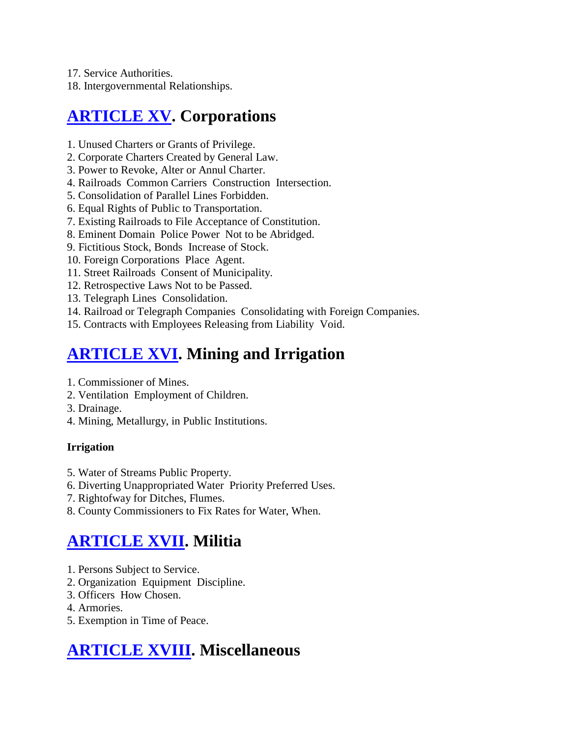17. Service Authorities.
18. Intergovernmental Relationships.

## ARTICLE XV. Corporations

1. Unused Charters or Grants of Privilege.
2. Corporate Charters Created by General Law.
3. Power to Revoke, Alter or Annul Charter.
4. Railroads  Common Carriers  Construction  Intersection.
5. Consolidation of Parallel Lines Forbidden.
6. Equal Rights of Public to Transportation.
7. Existing Railroads to File Acceptance of Constitution.
8. Eminent Domain  Police Power  Not to be Abridged.
9. Fictitious Stock, Bonds  Increase of Stock.
10. Foreign Corporations  Place  Agent.
11. Street Railroads  Consent of Municipality.
12. Retrospective Laws Not to be Passed.
13. Telegraph Lines  Consolidation.
14. Railroad or Telegraph Companies  Consolidating with Foreign Companies.
15. Contracts with Employees Releasing from Liability  Void.

## ARTICLE XVI. Mining and Irrigation

1. Commissioner of Mines.
2. Ventilation  Employment of Children.
3. Drainage.
4. Mining, Metallurgy, in Public Institutions.

**Irrigation**

5. Water of Streams Public Property.
6. Diverting Unappropriated Water  Priority Preferred Uses.
7. Rightofway for Ditches, Flumes.
8. County Commissioners to Fix Rates for Water, When.

## ARTICLE XVII. Militia

1. Persons Subject to Service.
2. Organization  Equipment  Discipline.
3. Officers  How Chosen.
4. Armories.
5. Exemption in Time of Peace.

## ARTICLE XVIII. Miscellaneous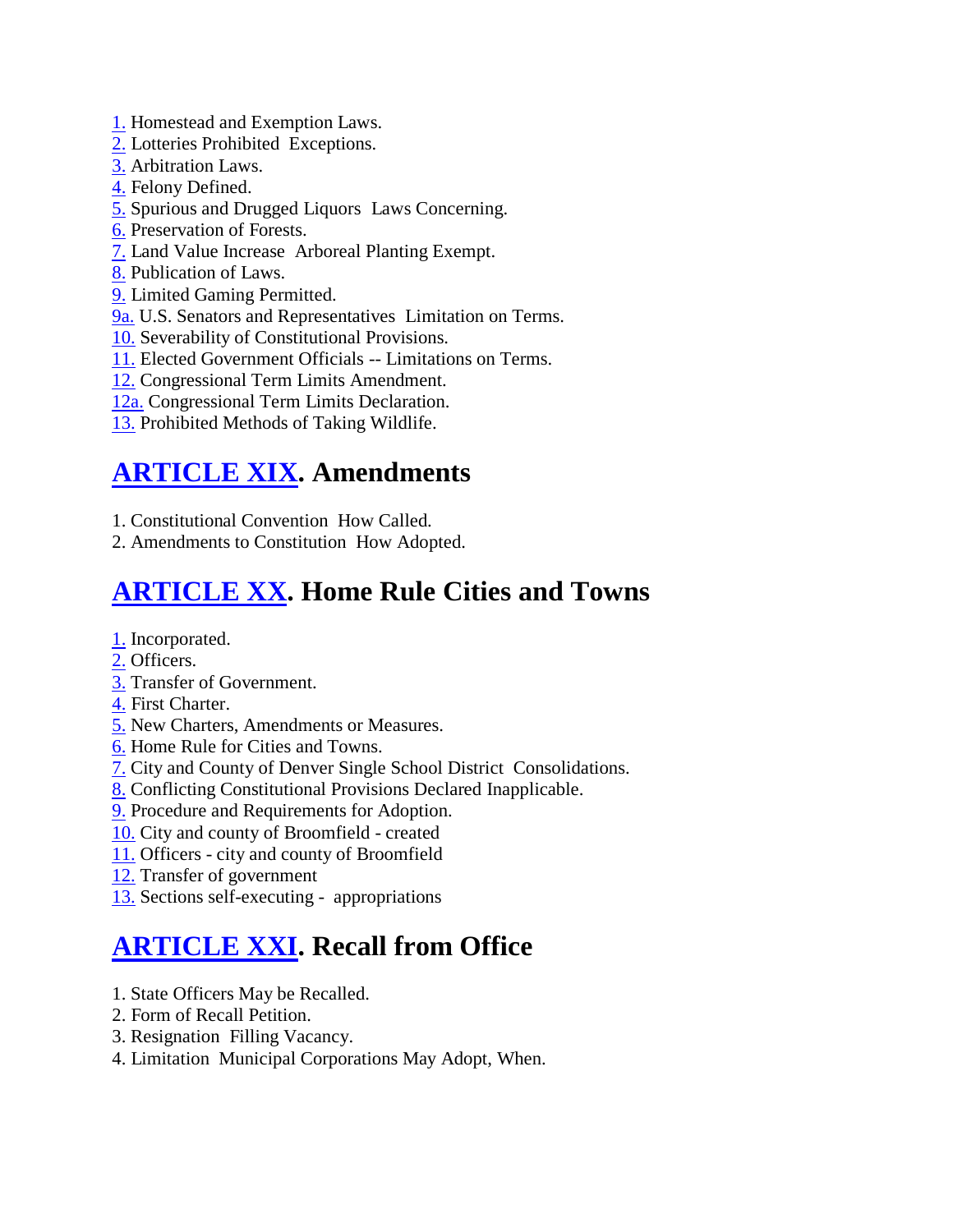1. Homestead and Exemption Laws.
2. Lotteries Prohibited  Exceptions.
3. Arbitration Laws.
4. Felony Defined.
5. Spurious and Drugged Liquors  Laws Concerning.
6. Preservation of Forests.
7. Land Value Increase  Arboreal Planting Exempt.
8. Publication of Laws.
9. Limited Gaming Permitted.

9a. U.S. Senators and Representatives  Limitation on Terms.

10. Severability of Constitutional Provisions.
11. Elected Government Officials -- Limitations on Terms.
12. Congressional Term Limits Amendment.

12a. Congressional Term Limits Declaration.

13. Prohibited Methods of Taking Wildlife.

## ARTICLE XIX. Amendments

1. Constitutional Convention  How Called.
2. Amendments to Constitution  How Adopted.

## ARTICLE XX. Home Rule Cities and Towns

1. Incorporated.
2. Officers.
3. Transfer of Government.
4. First Charter.
5. New Charters, Amendments or Measures.
6. Home Rule for Cities and Towns.
7. City and County of Denver Single School District  Consolidations.
8. Conflicting Constitutional Provisions Declared Inapplicable.
9. Procedure and Requirements for Adoption.
10. City and county of Broomfield - created
11. Officers - city and county of Broomfield
12. Transfer of government
13. Sections self-executing -  appropriations

## ARTICLE XXI. Recall from Office

1. State Officers May be Recalled.
2. Form of Recall Petition.
3. Resignation  Filling Vacancy.
4. Limitation  Municipal Corporations May Adopt, When.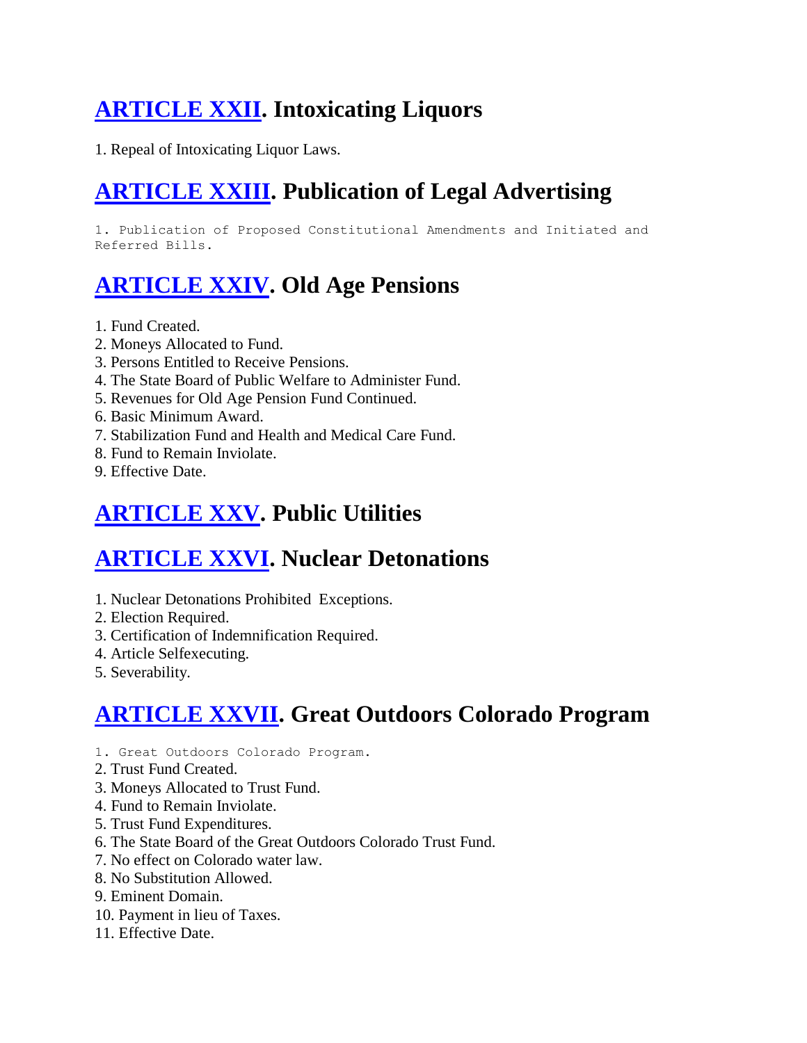## [ARTICLE XXII](). Intoxicating Liquors

1. Repeal of Intoxicating Liquor Laws.

## [ARTICLE XXIII](). Publication of Legal Advertising

1. Publication of Proposed Constitutional Amendments and Initiated and Referred Bills.

## [ARTICLE XXIV](). Old Age Pensions

1. Fund Created.
2. Moneys Allocated to Fund.
3. Persons Entitled to Receive Pensions.
4. The State Board of Public Welfare to Administer Fund.
5. Revenues for Old Age Pension Fund Continued.
6. Basic Minimum Award.
7. Stabilization Fund and Health and Medical Care Fund.
8. Fund to Remain Inviolate.
9. Effective Date.

## [ARTICLE XXV](). Public Utilities

## [ARTICLE XXVI](). Nuclear Detonations

1. Nuclear Detonations Prohibited Exceptions.
2. Election Required.
3. Certification of Indemnification Required.
4. Article Selfexecuting.
5. Severability.

## [ARTICLE XXVII](). Great Outdoors Colorado Program

1. Great Outdoors Colorado Program.
2. Trust Fund Created.
3. Moneys Allocated to Trust Fund.
4. Fund to Remain Inviolate.
5. Trust Fund Expenditures.
6. The State Board of the Great Outdoors Colorado Trust Fund.
7. No effect on Colorado water law.
8. No Substitution Allowed.
9. Eminent Domain.
10. Payment in lieu of Taxes.
11. Effective Date.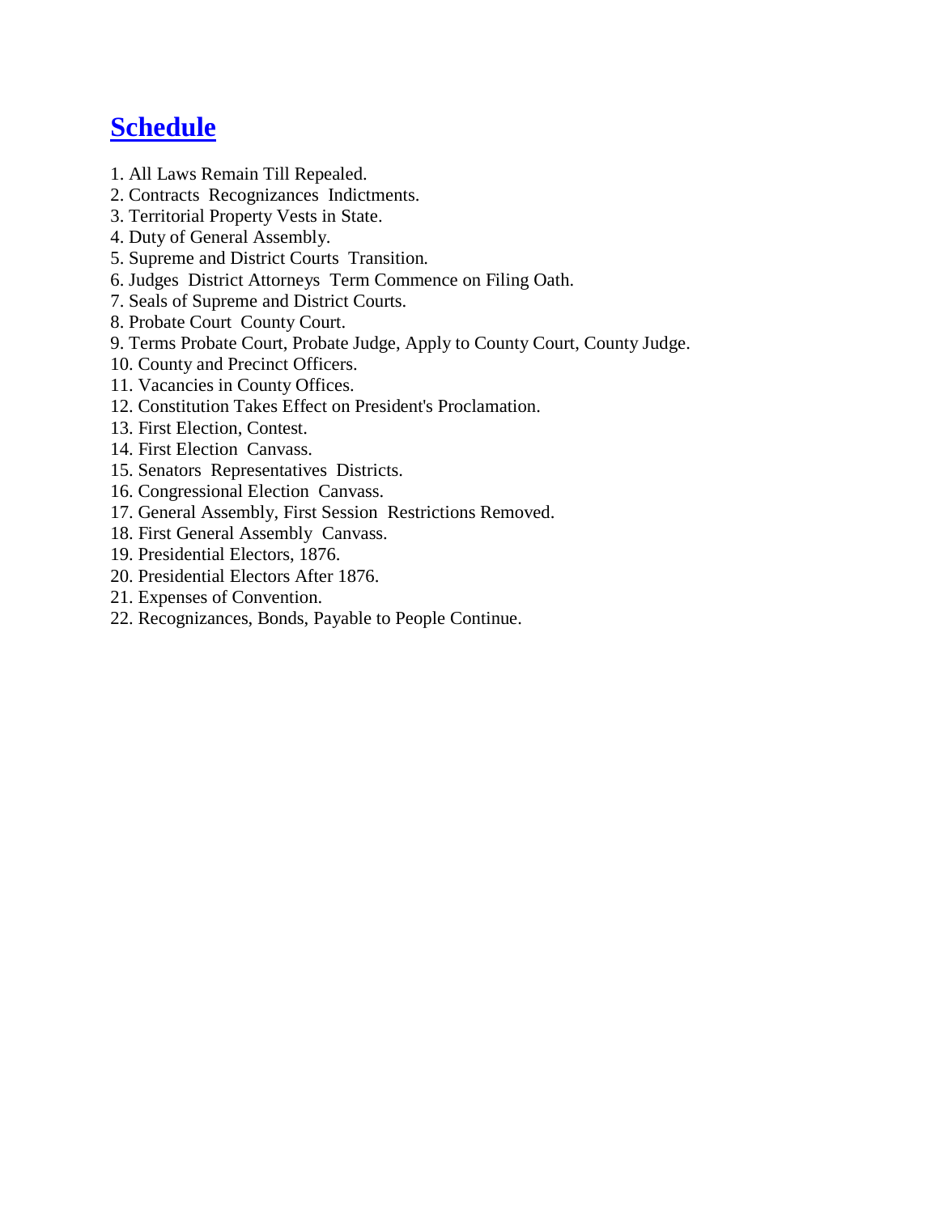## Schedule

1. All Laws Remain Till Repealed.
2. Contracts  Recognizances  Indictments.
3. Territorial Property Vests in State.
4. Duty of General Assembly.
5. Supreme and District Courts  Transition.
6. Judges  District Attorneys  Term Commence on Filing Oath.
7. Seals of Supreme and District Courts.
8. Probate Court  County Court.
9. Terms Probate Court, Probate Judge, Apply to County Court, County Judge.
10. County and Precinct Officers.
11. Vacancies in County Offices.
12. Constitution Takes Effect on President's Proclamation.
13. First Election, Contest.
14. First Election  Canvass.
15. Senators  Representatives  Districts.
16. Congressional Election  Canvass.
17. General Assembly, First Session  Restrictions Removed.
18. First General Assembly  Canvass.
19. Presidential Electors, 1876.
20. Presidential Electors After 1876.
21. Expenses of Convention.
22. Recognizances, Bonds, Payable to People Continue.